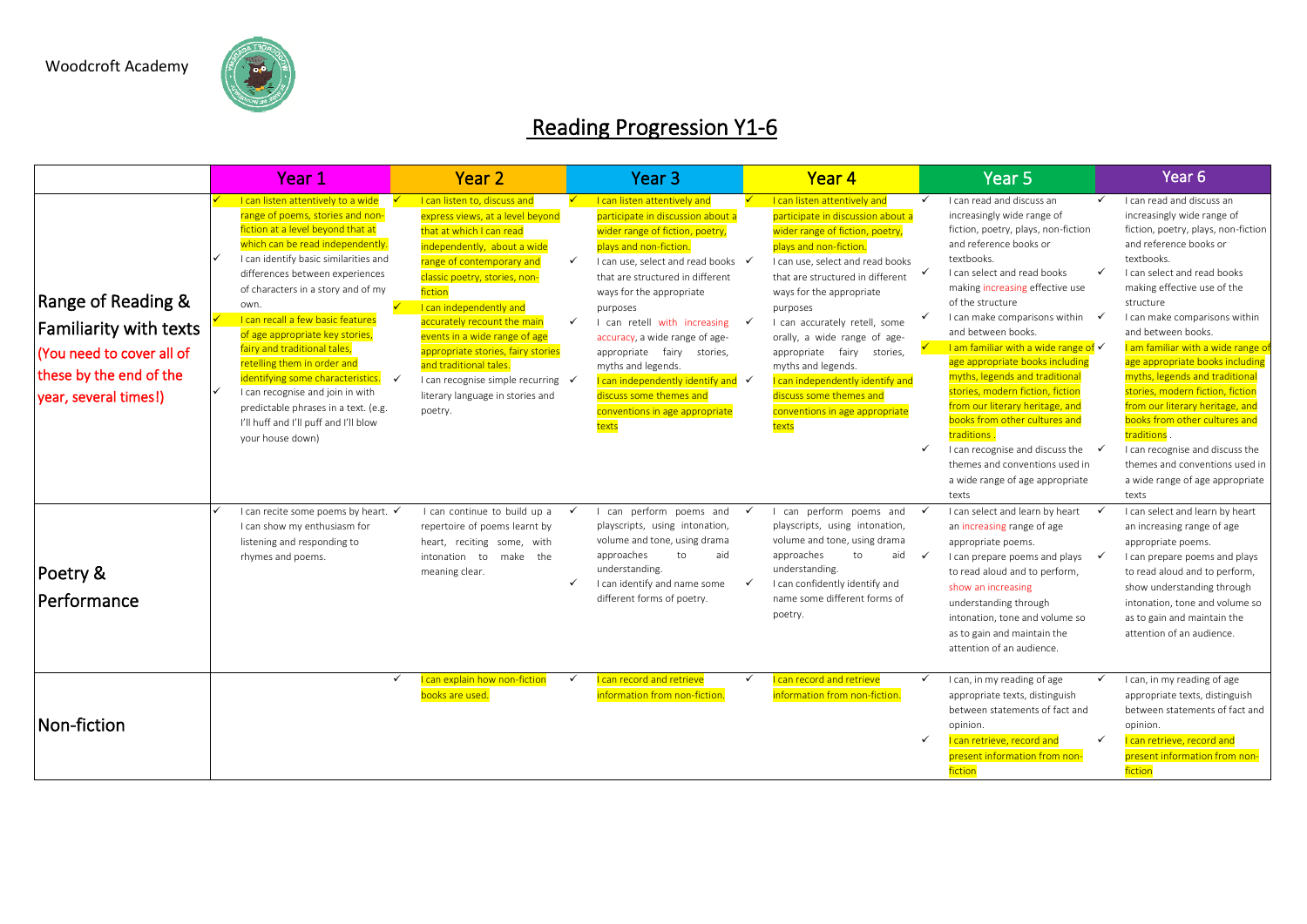Woodcroft Academy

# Reading Progression Y1-6

| | Year 1 | Year 2 | Year 3 | Year 4 | Year 5 | Year 6 |
|---|---|---|---|---|---|---|
| Range of Reading & Familiarity with texts (You need to cover all of these by the end of the year, several times!) | ✓ I can listen attentively to a wide range of poems, stories and non-fiction at a level beyond that at which can be read independently.<br>✓ I can identify basic similarities and differences between experiences of characters in a story and of my own.<br>✓ I can recall a few basic features of age appropriate key stories, fairy and traditional tales, retelling them in order and identifying some characteristics.<br>✓ I can recognise and join in with predictable phrases in a text. (e.g. I'll huff and I'll puff and I'll blow your house down) | ✓ I can listen to, discuss and express views, at a level beyond that at which I can read independently, about a wide range of contemporary and classic poetry, stories, non-fiction<br>✓ I can independently and accurately recount the main events in a wide range of age appropriate stories, fairy stories and traditional tales.<br>✓ I can recognise simple recurring literary language in stories and poetry. | ✓ I can listen attentively and participate in discussion about a wider range of fiction, poetry, plays and non-fiction.<br>✓ I can use, select and read books that are structured in different ways for the appropriate purposes<br>✓ I can retell with increasing accuracy, a wide range of age-appropriate fairy stories, myths and legends.<br>✓ I can independently identify and discuss some themes and conventions in age appropriate texts | ✓ I can listen attentively and participate in discussion about a wider range of fiction, poetry, plays and non-fiction.<br>✓ I can use, select and read books that are structured in different ways for the appropriate purposes<br>✓ I can accurately retell, some orally, a wide range of age-appropriate fairy stories, myths and legends.<br>✓ I can independently identify and discuss some themes and conventions in age appropriate texts | ✓ I can read and discuss an increasingly wide range of fiction, poetry, plays, non-fiction and reference books or textbooks.<br>✓ I can select and read books making increasing effective use of the structure<br>✓ I can make comparisons within and between books.<br>✓ I am familiar with a wide range of age appropriate books including myths, legends and traditional stories, modern fiction, fiction from our literary heritage, and books from other cultures and traditions .<br>✓ I can recognise and discuss the themes and conventions used in a wide range of age appropriate texts | ✓ I can read and discuss an increasingly wide range of fiction, poetry, plays, non-fiction and reference books or textbooks.<br>✓ I can select and read books making effective use of the structure<br>✓ I can make comparisons within and between books.<br>✓ I am familiar with a wide range of age appropriate books including myths, legends and traditional stories, modern fiction, fiction from our literary heritage, and books from other cultures and traditions .<br>✓ I can recognise and discuss the themes and conventions used in a wide range of age appropriate texts |
| Poetry & Performance | ✓ I can recite some poems by heart. I can show my enthusiasm for listening and responding to rhymes and poems. | ✓ I can continue to build up a repertoire of poems learnt by heart, reciting some, with intonation to make the meaning clear. | ✓ I can perform poems and playscripts, using intonation, volume and tone, using drama approaches to aid understanding.<br>✓ I can identify and name some different forms of poetry. | ✓ I can perform poems and playscripts, using intonation, volume and tone, using drama approaches to aid understanding.<br>✓ I can confidently identify and name some different forms of poetry. | ✓ I can select and learn by heart an increasing range of age appropriate poems.<br>✓ I can prepare poems and plays to read aloud and to perform, show an increasing understanding through intonation, tone and volume so as to gain and maintain the attention of an audience. | ✓ I can select and learn by heart an increasing range of age appropriate poems.<br>✓ I can prepare poems and plays to read aloud and to perform, show understanding through intonation, tone and volume so as to gain and maintain the attention of an audience. |
| Non-fiction | | ✓ I can explain how non-fiction books are used. | ✓ I can record and retrieve information from non-fiction. | ✓ I can record and retrieve information from non-fiction. | ✓ I can, in my reading of age appropriate texts, distinguish between statements of fact and opinion.<br>✓ I can retrieve, record and present information from non-fiction | ✓ I can, in my reading of age appropriate texts, distinguish between statements of fact and opinion.<br>✓ I can retrieve, record and present information from non-fiction |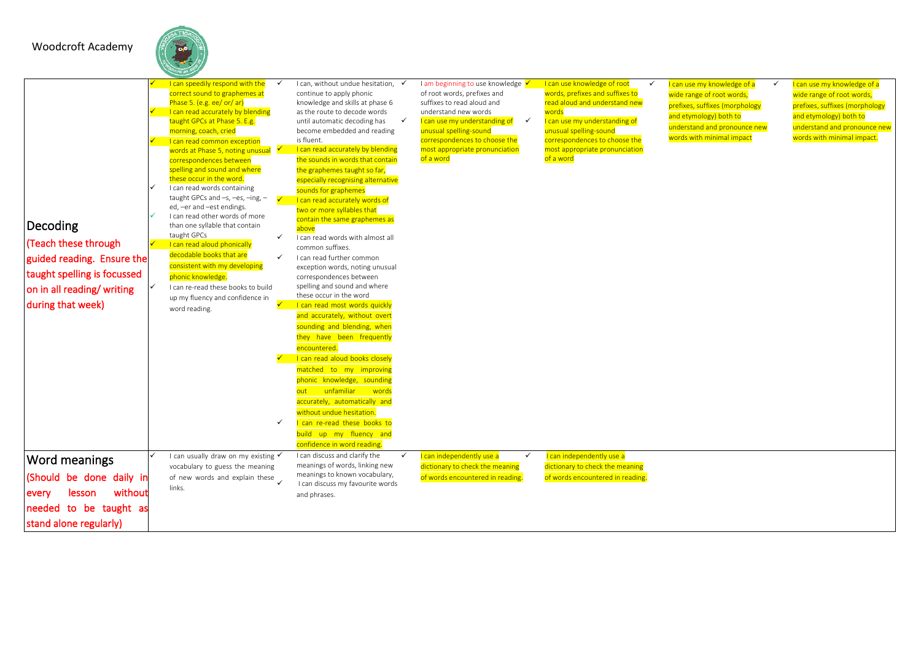Woodcroft Academy

| | | | | | | |
|---|---|---|---|---|---|---|
| **Decoding** (Teach these through guided reading. Ensure the taught spelling is focussed on in all reading/ writing during that week) | ✓ I can speedily respond with the correct sound to graphemes at Phase 5. (e.g. ee/ or/ ar)<br>✓ I can read accurately by blending taught GPCs at Phase 5. E.g. morning, coach, cried<br>✓ I can read common exception words at Phase 5, noting unusual correspondences between spelling and sound and where these occur in the word.<br>✓ I can read words containing taught GPCs and –s, –es, –ing, –ed, –er and –est endings.<br>✓ I can read other words of more than one syllable that contain taught GPCs<br>✓ I can read aloud phonically decodable books that are consistent with my developing phonic knowledge.<br>✓ I can re-read these books to build up my fluency and confidence in word reading. | ✓ I can, without undue hesitation, continue to apply phonic knowledge and skills at phase 6 as the route to decode words until automatic decoding has become embedded and reading is fluent.<br>✓ I can read accurately by blending the sounds in words that contain the graphemes taught so far, especially recognising alternative sounds for graphemes<br>✓ I can read accurately words of two or more syllables that contain the same graphemes as above<br>✓ I can read words with almost all common suffixes.<br>✓ I can read further common exception words, noting unusual correspondences between spelling and sound and where these occur in the word<br>✓ I can read most words quickly and accurately, without overt sounding and blending, when they have been frequently encountered.<br>✓ I can read aloud books closely matched to my improving phonic knowledge, sounding out unfamiliar words accurately, automatically and without undue hesitation.<br>✓ I can re-read these books to build up my fluency and confidence in word reading. | ✓ I am beginning to use knowledge of root words, prefixes and suffixes to read aloud and understand new words<br>✓ I can use my understanding of unusual spelling-sound correspondences to choose the most appropriate pronunciation of a word | ✓ I can use knowledge of root words, prefixes and suffixes to read aloud and understand new words<br>✓ I can use my understanding of unusual spelling-sound correspondences to choose the most appropriate pronunciation of a word | ✓ I can use my knowledge of a wide range of root words, prefixes, suffixes (morphology and etymology) both to understand and pronounce new words with minimal impact | ✓ I can use my knowledge of a wide range of root words, prefixes, suffixes (morphology and etymology) both to understand and pronounce new words with minimal impact. |
| **Word meanings** (Should be done daily in every lesson without needed to be taught as stand alone regularly) | ✓ I can usually draw on my existing vocabulary to guess the meaning of new words and explain these links. | ✓ I can discuss and clarify the meanings of words, linking new meanings to known vocabulary,<br>✓ I can discuss my favourite words and phrases. | ✓ I can independently use a dictionary to check the meaning of words encountered in reading. | ✓ I can independently use a dictionary to check the meaning of words encountered in reading. | | |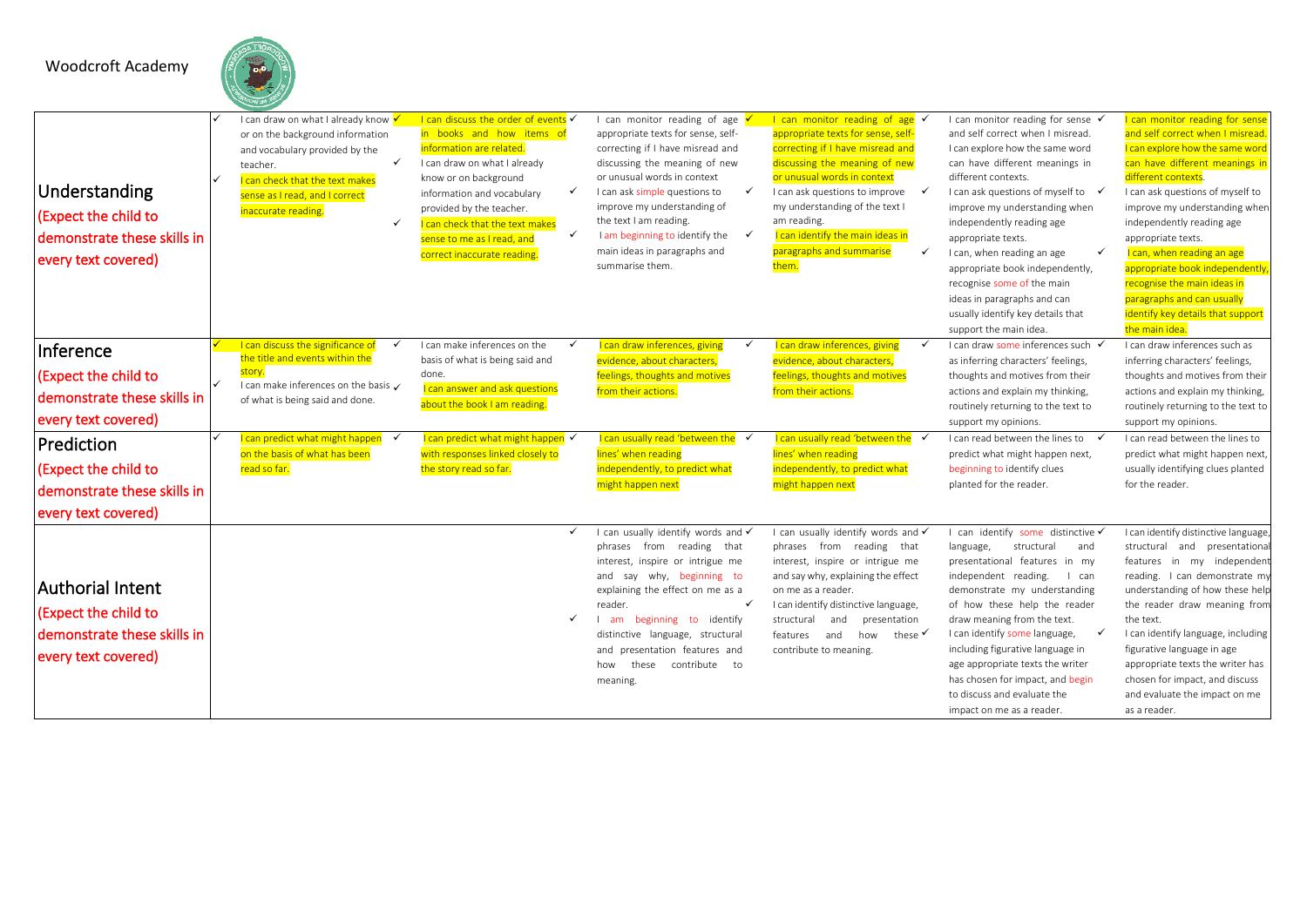Woodcroft Academy

| | | | | | | |
|---|---|---|---|---|---|---|
| **Understanding** (Expect the child to demonstrate these skills in every text covered) | ✓ I can draw on what I already know or on the background information and vocabulary provided by the teacher. ✓ I can check that the text makes sense as I read, and I correct inaccurate reading. | ✓ I can discuss the order of events in books and how items of information are related. ✓ I can draw on what I already know or on background information and vocabulary provided by the teacher. ✓ I can check that the text makes sense to me as I read, and correct inaccurate reading. | ✓ I can monitor reading of age appropriate texts for sense, self-correcting if I have misread and discussing the meaning of new or unusual words in context ✓ I can ask simple questions to improve my understanding of the text I am reading. ✓ I am beginning to identify the main ideas in paragraphs and summarise them. | ✓ I can monitor reading of age appropriate texts for sense, self-correcting if I have misread and discussing the meaning of new or unusual words in context ✓ I can ask questions to improve my understanding of the text I am reading. ✓ I can identify the main ideas in paragraphs and summarise them. | ✓ I can monitor reading for sense and self correct when I misread. I can explore how the same word can have different meanings in different contexts. ✓ I can ask questions of myself to improve my understanding when independently reading age appropriate texts. ✓ I can, when reading an age appropriate book independently, recognise some of the main ideas in paragraphs and can usually identify key details that support the main idea. | ✓ I can monitor reading for sense and self correct when I misread. I can explore how the same word can have different meanings in different contexts. ✓ I can ask questions of myself to improve my understanding when independently reading age appropriate texts. ✓ I can, when reading an age appropriate book independently, recognise the main ideas in paragraphs and can usually identify key details that support the main idea. |
| **Inference** (Expect the child to demonstrate these skills in every text covered) | ✓ I can discuss the significance of the title and events within the story. ✓ I can make inferences on the basis of what is being said and done. | ✓ I can make inferences on the basis of what is being said and done. ✓ I can answer and ask questions about the book I am reading. | ✓ I can draw inferences, giving evidence, about characters, feelings, thoughts and motives from their actions. | ✓ I can draw inferences, giving evidence, about characters, feelings, thoughts and motives from their actions. | ✓ I can draw some inferences such as inferring characters' feelings, thoughts and motives from their actions and explain my thinking, routinely returning to the text to support my opinions. | ✓ I can draw inferences such as inferring characters' feelings, thoughts and motives from their actions and explain my thinking, routinely returning to the text to support my opinions. |
| **Prediction** (Expect the child to demonstrate these skills in every text covered) | ✓ I can predict what might happen on the basis of what has been read so far. | ✓ I can predict what might happen with responses linked closely to the story read so far. | ✓ I can usually read 'between the lines' when reading independently, to predict what might happen next | ✓ I can usually read 'between the lines' when reading independently, to predict what might happen next | ✓ I can read between the lines to predict what might happen next, beginning to identify clues planted for the reader. | ✓ I can read between the lines to predict what might happen next, usually identifying clues planted for the reader. |
| **Authorial Intent** (Expect the child to demonstrate these skills in every text covered) | | | ✓ I can usually identify words and phrases from reading that interest, inspire or intrigue me and say why, beginning to explaining the effect on me as a reader. ✓ I am beginning to identify distinctive language, structural and presentation features and how these contribute to meaning. | ✓ I can usually identify words and phrases from reading that interest, inspire or intrigue me and say why, explaining the effect on me as a reader. ✓ I can identify distinctive language, structural and presentation features and how these contribute to meaning. | ✓ I can identify some distinctive language, structural and presentational features in my independent reading. I can demonstrate my understanding of how these help the reader draw meaning from the text. ✓ I can identify some language, including figurative language in age appropriate texts the writer has chosen for impact, and begin to discuss and evaluate the impact on me as a reader. | ✓ I can identify distinctive language, structural and presentational features in my independent reading. I can demonstrate my understanding of how these help the reader draw meaning from the text. I can identify language, including figurative language in age appropriate texts the writer has chosen for impact, and discuss and evaluate the impact on me as a reader. |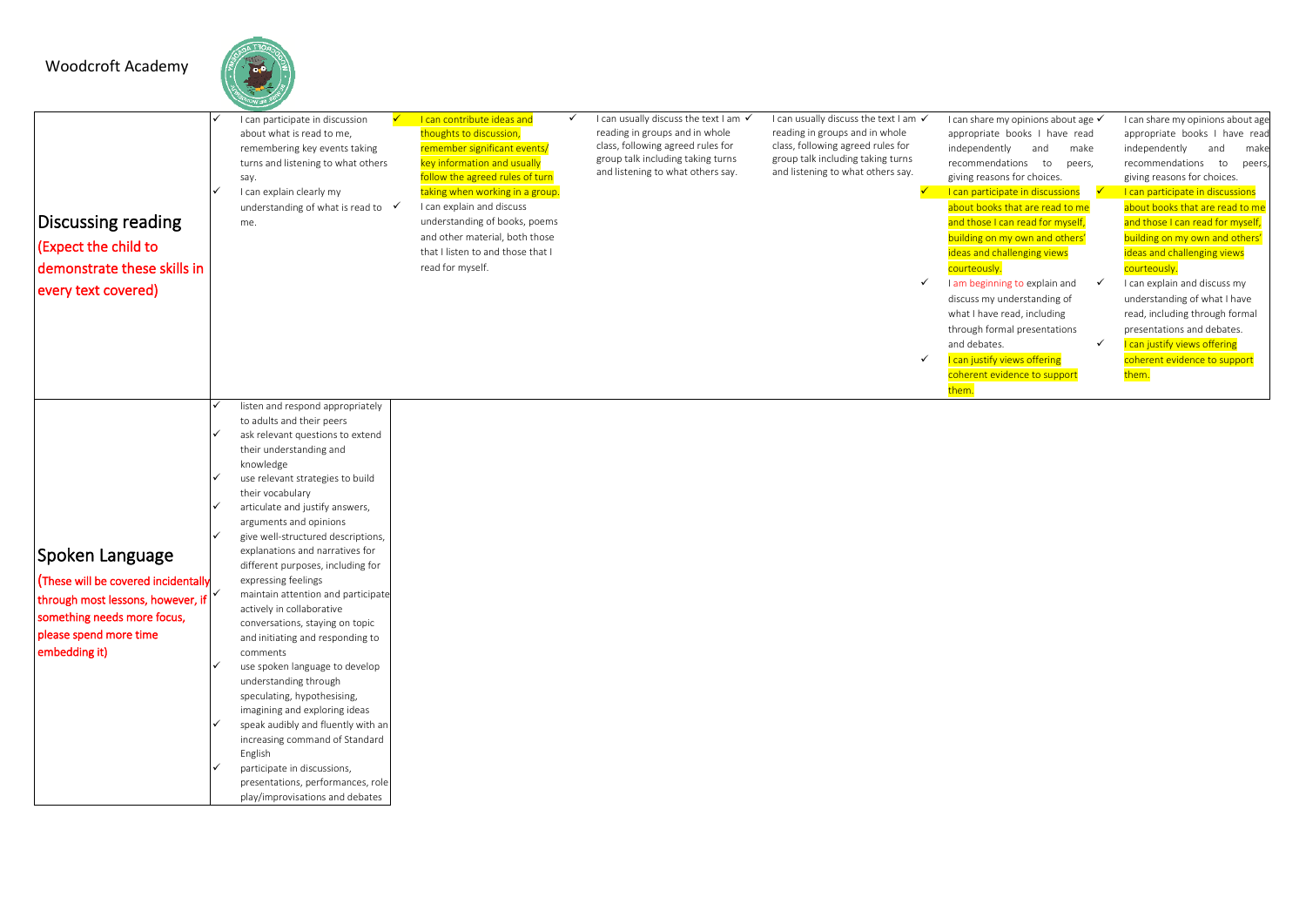Woodcroft Academy

| | | | | | | |
|---|---|---|---|---|---|---|
| **Discussing reading** (Expect the child to demonstrate these skills in every text covered) | ✓ I can participate in discussion about what is read to me, remembering key events taking turns and listening to what others say.<br>✓ I can explain clearly my understanding of what is read to me. | ✓ I can contribute ideas and thoughts to discussion, remember significant events/ key information and usually follow the agreed rules of turn taking when working in a group.<br>✓ I can explain and discuss understanding of books, poems and other material, both those that I listen to and those that I read for myself. | ✓ I can usually discuss the text I am reading in groups and in whole class, following agreed rules for group talk including taking turns and listening to what others say. | ✓ I can usually discuss the text I am reading in groups and in whole class, following agreed rules for group talk including taking turns and listening to what others say. | ✓ I can share my opinions about age appropriate books I have read independently and make recommendations to peers, giving reasons for choices.<br>✓ I can participate in discussions about books that are read to me and those I can read for myself, building on my own and others' ideas and challenging views courteously.<br>✓ I am beginning to explain and discuss my understanding of what I have read, including through formal presentations and debates.<br>✓ I can justify views offering coherent evidence to support them. | ✓ I can share my opinions about age appropriate books I have read independently and make recommendations to peers, giving reasons for choices.<br>✓ I can participate in discussions about books that are read to me and those I can read for myself, building on my own and others' ideas and challenging views courteously.<br>✓ I can explain and discuss my understanding of what I have read, including through formal presentations and debates.<br>✓ I can justify views offering coherent evidence to support them. |
| **Spoken Language** (These will be covered incidentally through most lessons, however, if something needs more focus, please spend more time embedding it) | ✓ listen and respond appropriately to adults and their peers<br>✓ ask relevant questions to extend their understanding and knowledge<br>✓ use relevant strategies to build their vocabulary<br>✓ articulate and justify answers, arguments and opinions<br>✓ give well-structured descriptions, explanations and narratives for different purposes, including for expressing feelings<br>✓ maintain attention and participate actively in collaborative conversations, staying on topic and initiating and responding to comments<br>✓ use spoken language to develop understanding through speculating, hypothesising, imagining and exploring ideas<br>✓ speak audibly and fluently with an increasing command of Standard English<br>✓ participate in discussions, presentations, performances, role play/improvisations and debates | | | | | |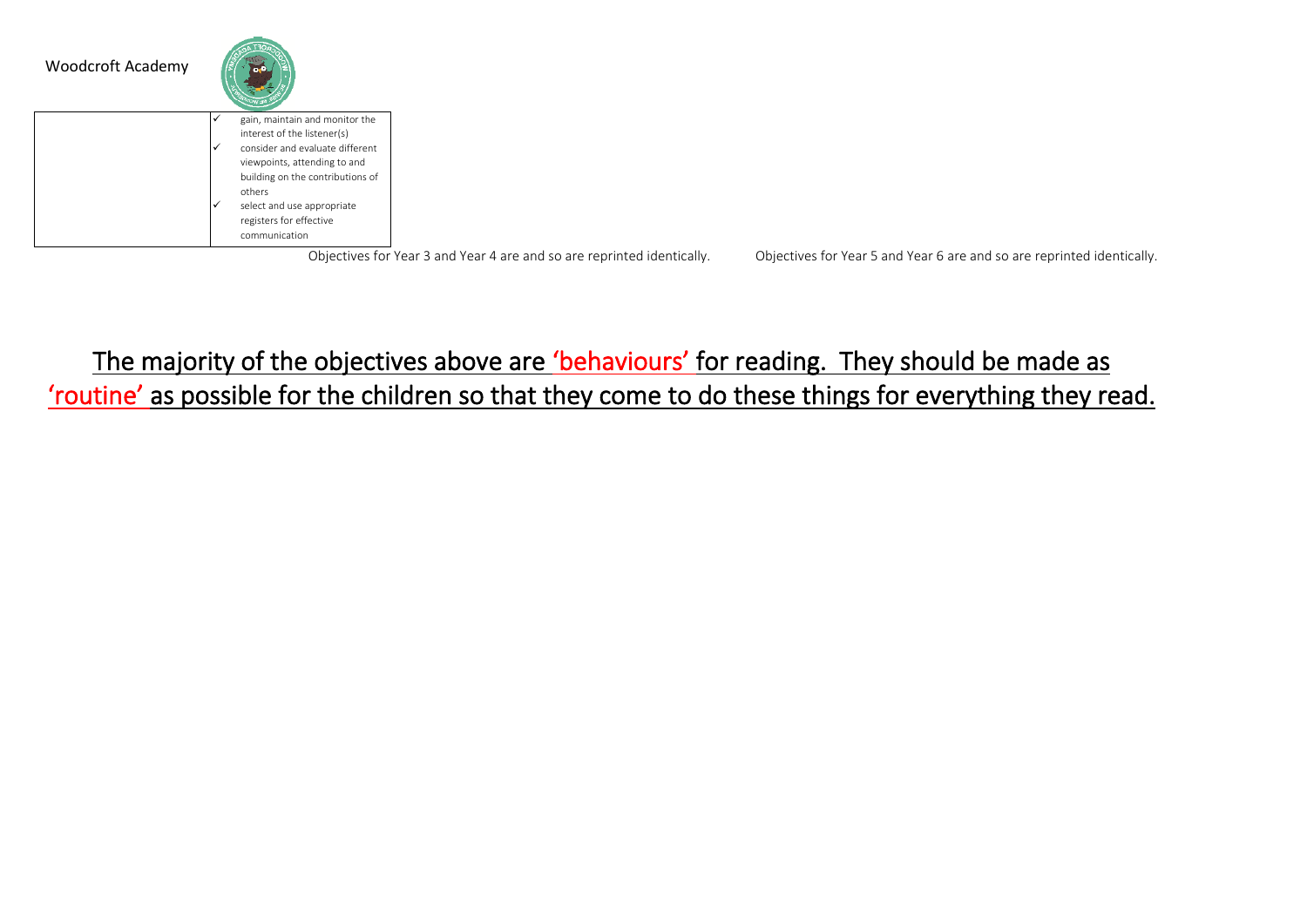| | |
|---|---|
| | ✓ gain, maintain and monitor the interest of the listener(s)<br>✓ consider and evaluate different viewpoints, attending to and building on the contributions of others<br>✓ select and use appropriate registers for effective communication |

Objectives for Year 3 and Year 4 are and so are reprinted identically.

Objectives for Year 5 and Year 6 are and so are reprinted identically.

## The majority of the objectives above are 'behaviours' for reading. They should be made as 'routine' as possible for the children so that they come to do these things for everything they read.